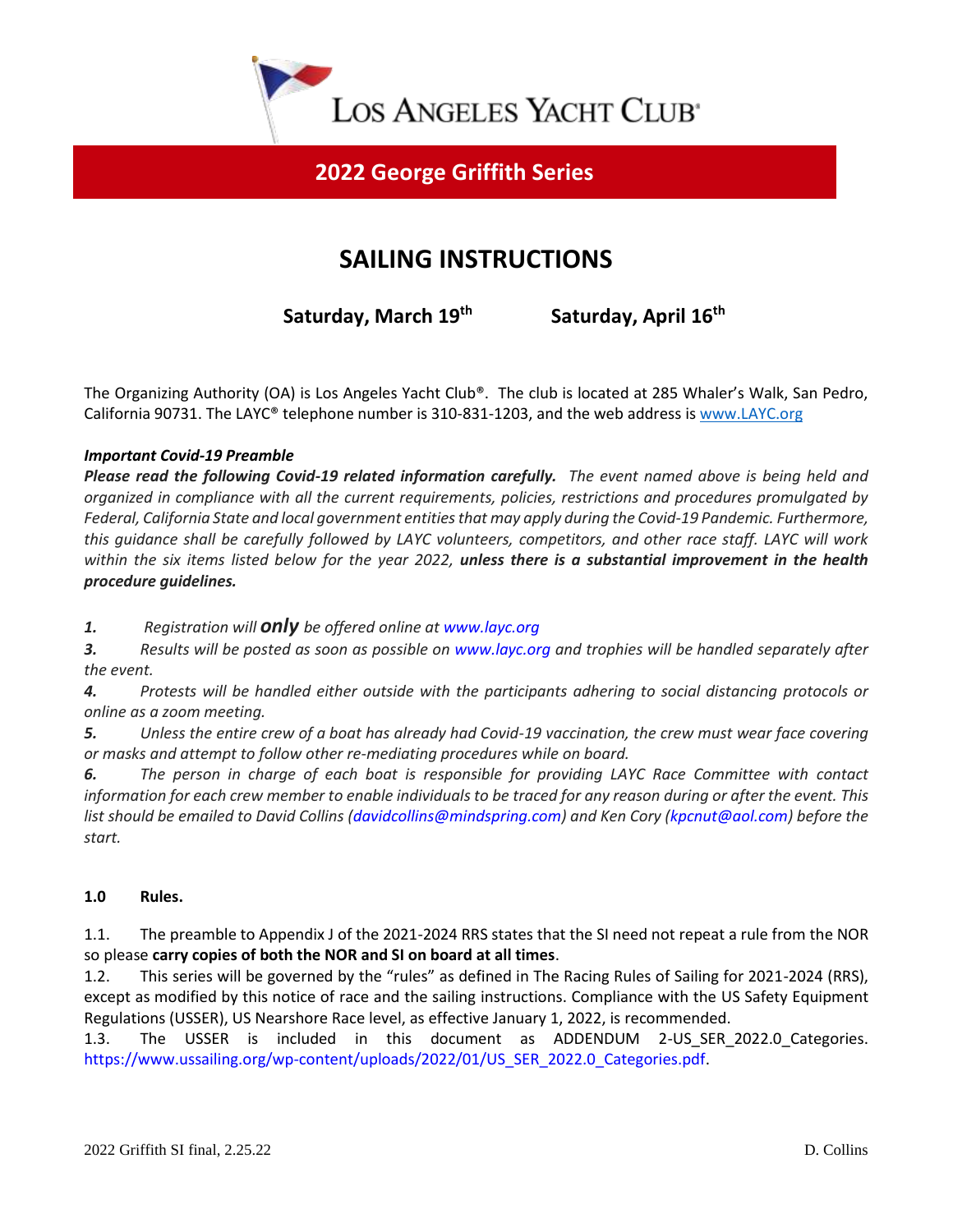# Los Angeles Yacht Club®

## 2022 George Griffith Series

# SAILING INSTRUCTIONS

**Saturday, March 19th** **Saturday, April 16th**

The Organizing Authority (OA) is Los Angeles Yacht Club®. The club is located at 285 Whaler's Walk, San Pedro, California 90731. The LAYC® telephone number is 310-831-1203, and the web address is www.LAYC.org

***Important Covid-19 Preamble***

***Please read the following Covid-19 related information carefully.*** *The event named above is being held and organized in compliance with all the current requirements, policies, restrictions and procedures promulgated by Federal, California State and local government entities that may apply during the Covid-19 Pandemic. Furthermore, this guidance shall be carefully followed by LAYC volunteers, competitors, and other race staff. LAYC will work within the six items listed below for the year 2022,* ***unless there is a substantial improvement in the health procedure guidelines.***

***1.*** *Registration will* ***only*** *be offered online at www.layc.org*

***3.*** *Results will be posted as soon as possible on www.layc.org and trophies will be handled separately after the event.*

***4.*** *Protests will be handled either outside with the participants adhering to social distancing protocols or online as a zoom meeting.*

***5.*** *Unless the entire crew of a boat has already had Covid-19 vaccination, the crew must wear face covering or masks and attempt to follow other re-mediating procedures while on board.*

***6.*** *The person in charge of each boat is responsible for providing LAYC Race Committee with contact information for each crew member to enable individuals to be traced for any reason during or after the event. This list should be emailed to David Collins (davidcollins@mindspring.com) and Ken Cory (kpcnut@aol.com) before the start.*

### 1.0 Rules.

1.1. The preamble to Appendix J of the 2021-2024 RRS states that the SI need not repeat a rule from the NOR so please **carry copies of both the NOR and SI on board at all times**.

1.2. This series will be governed by the "rules" as defined in The Racing Rules of Sailing for 2021-2024 (RRS), except as modified by this notice of race and the sailing instructions. Compliance with the US Safety Equipment Regulations (USSER), US Nearshore Race level, as effective January 1, 2022, is recommended.

1.3. The USSER is included in this document as ADDENDUM 2-US_SER_2022.0_Categories. https://www.ussailing.org/wp-content/uploads/2022/01/US_SER_2022.0_Categories.pdf.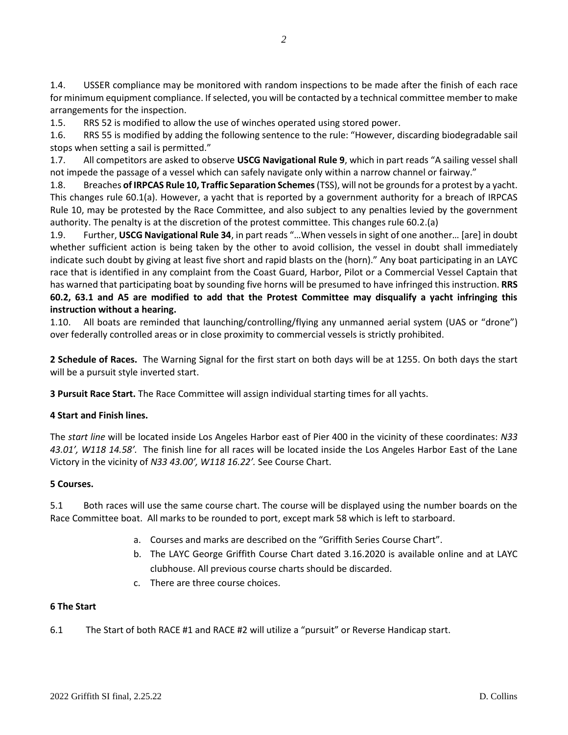1.4. USSER compliance may be monitored with random inspections to be made after the finish of each race for minimum equipment compliance. If selected, you will be contacted by a technical committee member to make arrangements for the inspection.

1.5. RRS 52 is modified to allow the use of winches operated using stored power.

1.6. RRS 55 is modified by adding the following sentence to the rule: "However, discarding biodegradable sail stops when setting a sail is permitted."

1.7. All competitors are asked to observe **USCG Navigational Rule 9**, which in part reads "A sailing vessel shall not impede the passage of a vessel which can safely navigate only within a narrow channel or fairway."

1.8. Breaches **of IRPCAS Rule 10, Traffic Separation Schemes** (TSS), will not be grounds for a protest by a yacht. This changes rule 60.1(a). However, a yacht that is reported by a government authority for a breach of IRPCAS Rule 10, may be protested by the Race Committee, and also subject to any penalties levied by the government authority. The penalty is at the discretion of the protest committee. This changes rule 60.2.(a)

1.9. Further, **USCG Navigational Rule 34**, in part reads "…When vessels in sight of one another… [are] in doubt whether sufficient action is being taken by the other to avoid collision, the vessel in doubt shall immediately indicate such doubt by giving at least five short and rapid blasts on the (horn)." Any boat participating in an LAYC race that is identified in any complaint from the Coast Guard, Harbor, Pilot or a Commercial Vessel Captain that has warned that participating boat by sounding five horns will be presumed to have infringed this instruction. **RRS 60.2, 63.1 and A5 are modified to add that the Protest Committee may disqualify a yacht infringing this instruction without a hearing.**

1.10. All boats are reminded that launching/controlling/flying any unmanned aerial system (UAS or "drone") over federally controlled areas or in close proximity to commercial vessels is strictly prohibited.

**2 Schedule of Races.** The Warning Signal for the first start on both days will be at 1255. On both days the start will be a pursuit style inverted start.

**3 Pursuit Race Start.** The Race Committee will assign individual starting times for all yachts.

**4 Start and Finish lines.**

The *start line* will be located inside Los Angeles Harbor east of Pier 400 in the vicinity of these coordinates: *N33 43.01', W118 14.58'.* The finish line for all races will be located inside the Los Angeles Harbor East of the Lane Victory in the vicinity of *N33 43.00', W118 16.22'.* See Course Chart.

**5 Courses.**

5.1 Both races will use the same course chart. The course will be displayed using the number boards on the Race Committee boat. All marks to be rounded to port, except mark 58 which is left to starboard.

a. Courses and marks are described on the "Griffith Series Course Chart".
b. The LAYC George Griffith Course Chart dated 3.16.2020 is available online and at LAYC clubhouse. All previous course charts should be discarded.
c. There are three course choices.

**6 The Start**

6.1 The Start of both RACE #1 and RACE #2 will utilize a "pursuit" or Reverse Handicap start.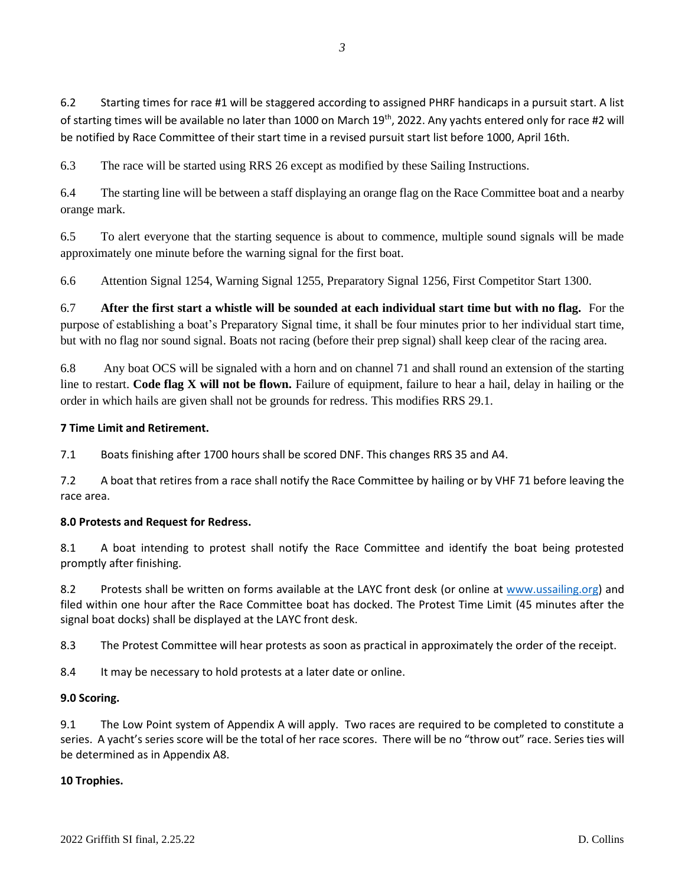6.2 Starting times for race #1 will be staggered according to assigned PHRF handicaps in a pursuit start. A list of starting times will be available no later than 1000 on March 19th, 2022. Any yachts entered only for race #2 will be notified by Race Committee of their start time in a revised pursuit start list before 1000, April 16th.

6.3 The race will be started using RRS 26 except as modified by these Sailing Instructions.

6.4 The starting line will be between a staff displaying an orange flag on the Race Committee boat and a nearby orange mark.

6.5 To alert everyone that the starting sequence is about to commence, multiple sound signals will be made approximately one minute before the warning signal for the first boat.

6.6 Attention Signal 1254, Warning Signal 1255, Preparatory Signal 1256, First Competitor Start 1300.

6.7 **After the first start a whistle will be sounded at each individual start time but with no flag.** For the purpose of establishing a boat's Preparatory Signal time, it shall be four minutes prior to her individual start time, but with no flag nor sound signal. Boats not racing (before their prep signal) shall keep clear of the racing area.

6.8 Any boat OCS will be signaled with a horn and on channel 71 and shall round an extension of the starting line to restart. **Code flag X will not be flown.** Failure of equipment, failure to hear a hail, delay in hailing or the order in which hails are given shall not be grounds for redress. This modifies RRS 29.1.

**7 Time Limit and Retirement.**

7.1 Boats finishing after 1700 hours shall be scored DNF. This changes RRS 35 and A4.

7.2 A boat that retires from a race shall notify the Race Committee by hailing or by VHF 71 before leaving the race area.

**8.0 Protests and Request for Redress.**

8.1 A boat intending to protest shall notify the Race Committee and identify the boat being protested promptly after finishing.

8.2 Protests shall be written on forms available at the LAYC front desk (or online at www.ussailing.org) and filed within one hour after the Race Committee boat has docked. The Protest Time Limit (45 minutes after the signal boat docks) shall be displayed at the LAYC front desk.

8.3 The Protest Committee will hear protests as soon as practical in approximately the order of the receipt.

8.4 It may be necessary to hold protests at a later date or online.

**9.0 Scoring.**

9.1 The Low Point system of Appendix A will apply. Two races are required to be completed to constitute a series. A yacht's series score will be the total of her race scores. There will be no "throw out" race. Series ties will be determined as in Appendix A8.

**10 Trophies.**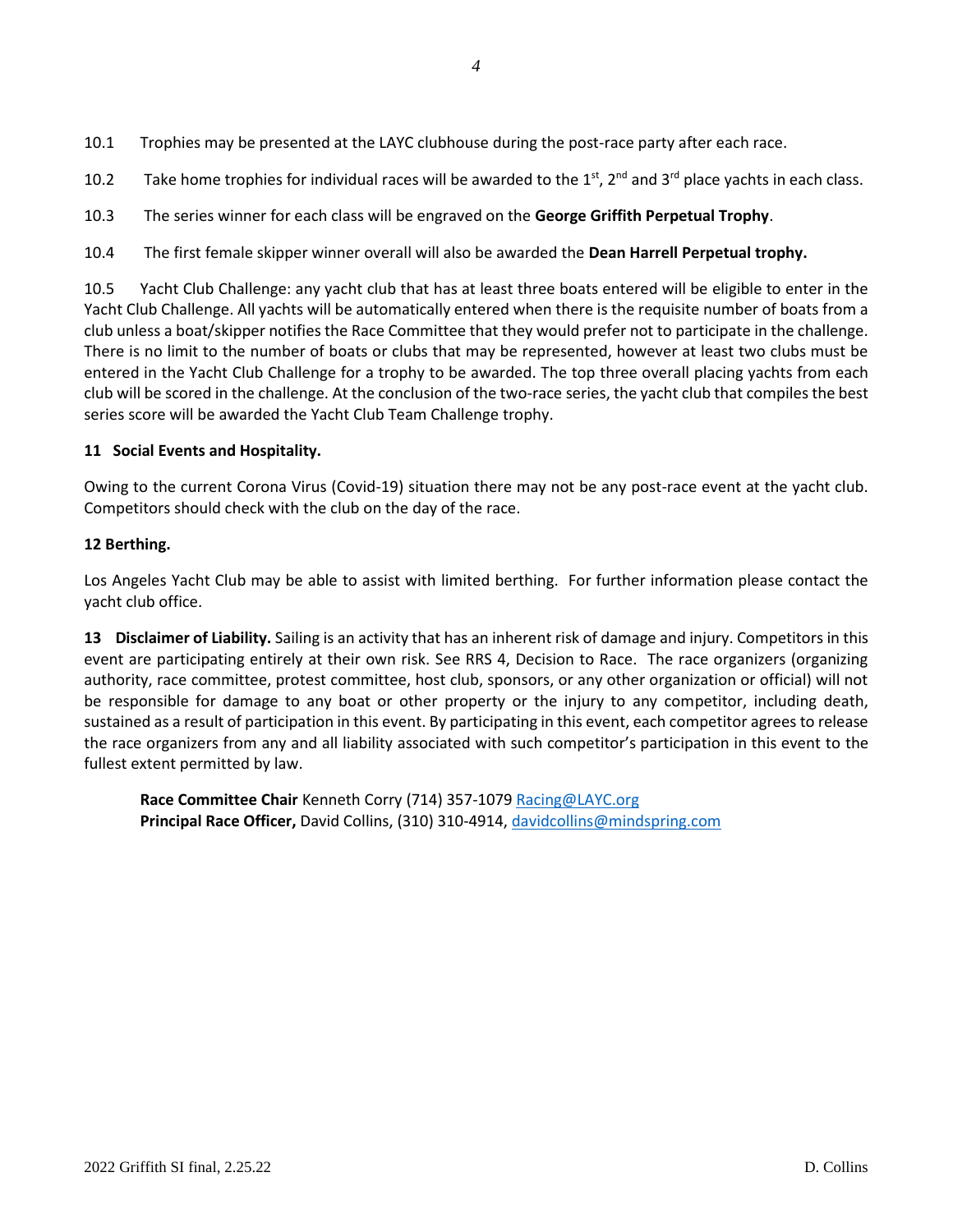10.1 Trophies may be presented at the LAYC clubhouse during the post-race party after each race.

10.2 Take home trophies for individual races will be awarded to the 1st, 2nd and 3rd place yachts in each class.

10.3 The series winner for each class will be engraved on the **George Griffith Perpetual Trophy**.

10.4 The first female skipper winner overall will also be awarded the **Dean Harrell Perpetual trophy.**

10.5 Yacht Club Challenge: any yacht club that has at least three boats entered will be eligible to enter in the Yacht Club Challenge. All yachts will be automatically entered when there is the requisite number of boats from a club unless a boat/skipper notifies the Race Committee that they would prefer not to participate in the challenge. There is no limit to the number of boats or clubs that may be represented, however at least two clubs must be entered in the Yacht Club Challenge for a trophy to be awarded. The top three overall placing yachts from each club will be scored in the challenge. At the conclusion of the two-race series, the yacht club that compiles the best series score will be awarded the Yacht Club Team Challenge trophy.

**11 Social Events and Hospitality.**

Owing to the current Corona Virus (Covid-19) situation there may not be any post-race event at the yacht club. Competitors should check with the club on the day of the race.

**12 Berthing.**

Los Angeles Yacht Club may be able to assist with limited berthing. For further information please contact the yacht club office.

**13 Disclaimer of Liability.** Sailing is an activity that has an inherent risk of damage and injury. Competitors in this event are participating entirely at their own risk. See RRS 4, Decision to Race. The race organizers (organizing authority, race committee, protest committee, host club, sponsors, or any other organization or official) will not be responsible for damage to any boat or other property or the injury to any competitor, including death, sustained as a result of participation in this event. By participating in this event, each competitor agrees to release the race organizers from any and all liability associated with such competitor's participation in this event to the fullest extent permitted by law.

**Race Committee Chair** Kenneth Corry (714) 357-1079 Racing@LAYC.org
**Principal Race Officer,** David Collins, (310) 310-4914, davidcollins@mindspring.com